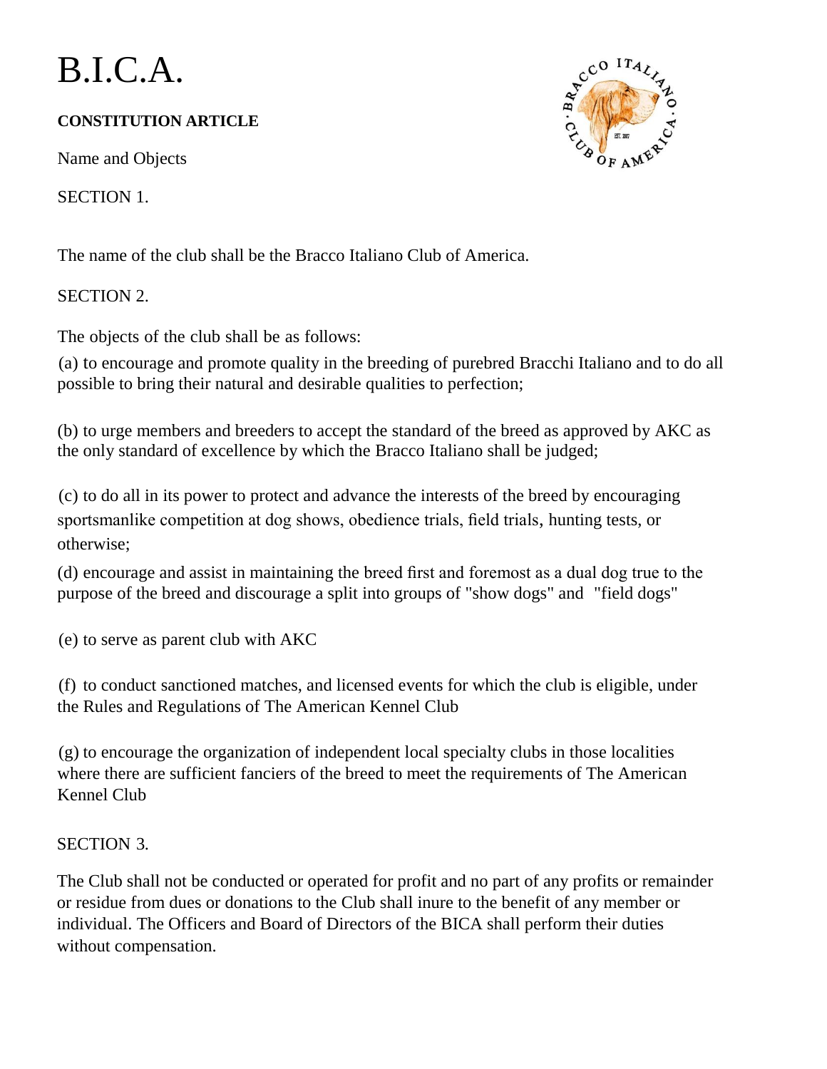# B.I.C.A.

**CONSTITUTION ARTICLE**

Name and Objects

SECTION 1.

The name of the club shall be the Bracco Italiano Club of America.

SECTION 2.

The objects of the club shall be as follows:

(a) to encourage and promote quality in the breeding of purebred Bracchi Italiano and to do all possible to bring their natural and desirable qualities to perfection;

(b) to urge members and breeders to accept the standard of the breed as approved by AKC as the only standard of excellence by which the Bracco Italiano shall be judged;

(c) to do all in its power to protect and advance the interests of the breed by encouraging sportsmanlike competition at dog shows, obedience trials, field trials, hunting tests, or otherwise;

(d) encourage and assist in maintaining the breed first and foremost as a dual dog true to the purpose of the breed and discourage a split into groups of "show dogs" and "field dogs"

(e) to serve as parent club with AKC

(f) to conduct sanctioned matches, and licensed events for which the club is eligible, under the Rules and Regulations of The American Kennel Club

(g) to encourage the organization of independent local specialty clubs in those localities where there are sufficient fanciers of the breed to meet the requirements of The American Kennel Club

SECTION 3.

The Club shall not be conducted or operated for profit and no part of any profits or remainder or residue from dues or donations to the Club shall inure to the benefit of any member or individual. The Officers and Board of Directors of the BICA shall perform their duties without compensation.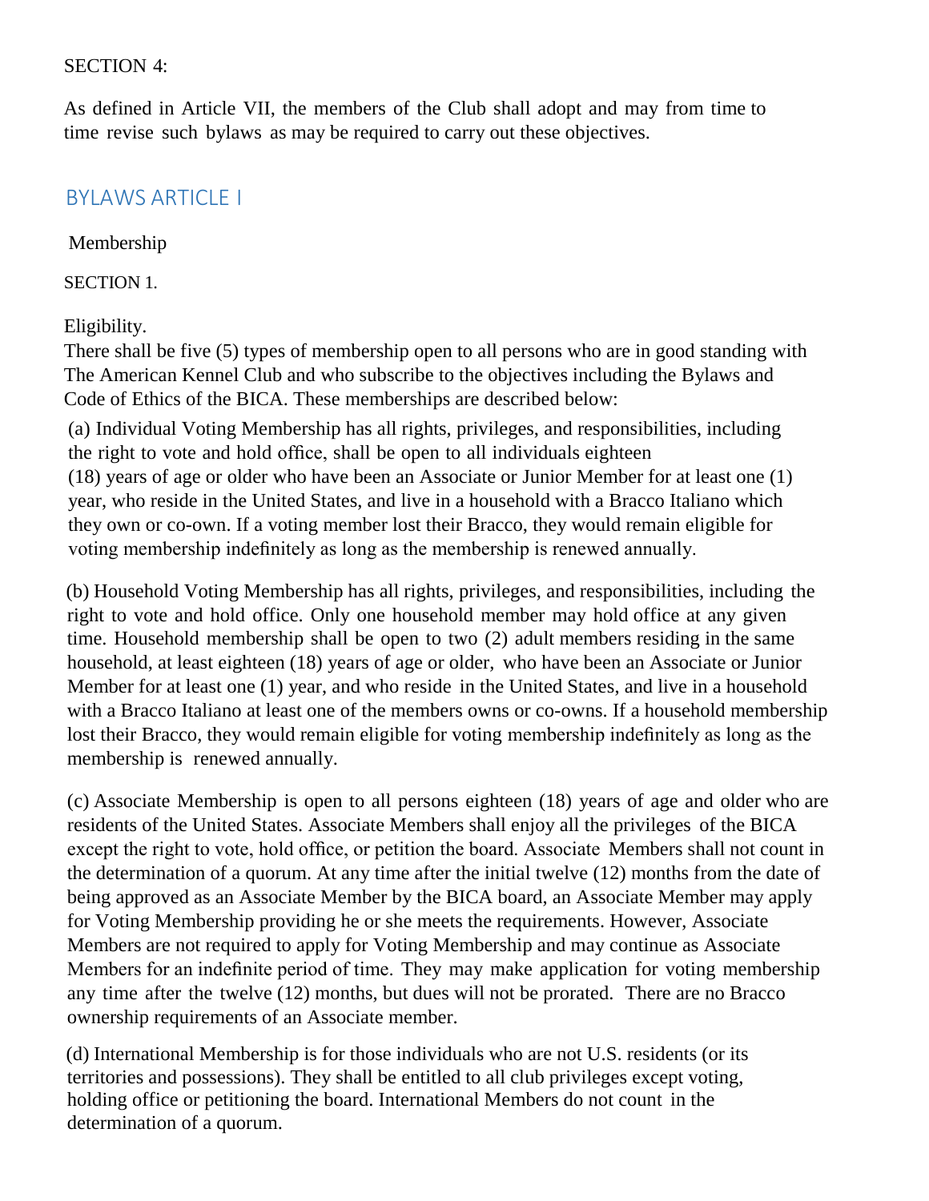SECTION 4:

As defined in Article VII, the members of the Club shall adopt and may from time to time revise such bylaws as may be required to carry out these objectives.

## BYLAWS ARTICLE I

Membership

SECTION 1.

Eligibility.
There shall be five (5) types of membership open to all persons who are in good standing with The American Kennel Club and who subscribe to the objectives including the Bylaws and Code of Ethics of the BICA. These memberships are described below:

(a) Individual Voting Membership has all rights, privileges, and responsibilities, including the right to vote and hold office, shall be open to all individuals eighteen (18) years of age or older who have been an Associate or Junior Member for at least one (1) year, who reside in the United States, and live in a household with a Bracco Italiano which they own or co-own. If a voting member lost their Bracco, they would remain eligible for voting membership indefinitely as long as the membership is renewed annually.

(b) Household Voting Membership has all rights, privileges, and responsibilities, including the right to vote and hold office. Only one household member may hold office at any given time. Household membership shall be open to two (2) adult members residing in the same household, at least eighteen (18) years of age or older, who have been an Associate or Junior Member for at least one (1) year, and who reside in the United States, and live in a household with a Bracco Italiano at least one of the members owns or co-owns. If a household membership lost their Bracco, they would remain eligible for voting membership indefinitely as long as the membership is renewed annually.

(c) Associate Membership is open to all persons eighteen (18) years of age and older who are residents of the United States. Associate Members shall enjoy all the privileges of the BICA except the right to vote, hold office, or petition the board. Associate Members shall not count in the determination of a quorum. At any time after the initial twelve (12) months from the date of being approved as an Associate Member by the BICA board, an Associate Member may apply for Voting Membership providing he or she meets the requirements. However, Associate Members are not required to apply for Voting Membership and may continue as Associate Members for an indefinite period of time. They may make application for voting membership any time after the twelve (12) months, but dues will not be prorated. There are no Bracco ownership requirements of an Associate member.

(d) International Membership is for those individuals who are not U.S. residents (or its territories and possessions). They shall be entitled to all club privileges except voting, holding office or petitioning the board. International Members do not count in the determination of a quorum.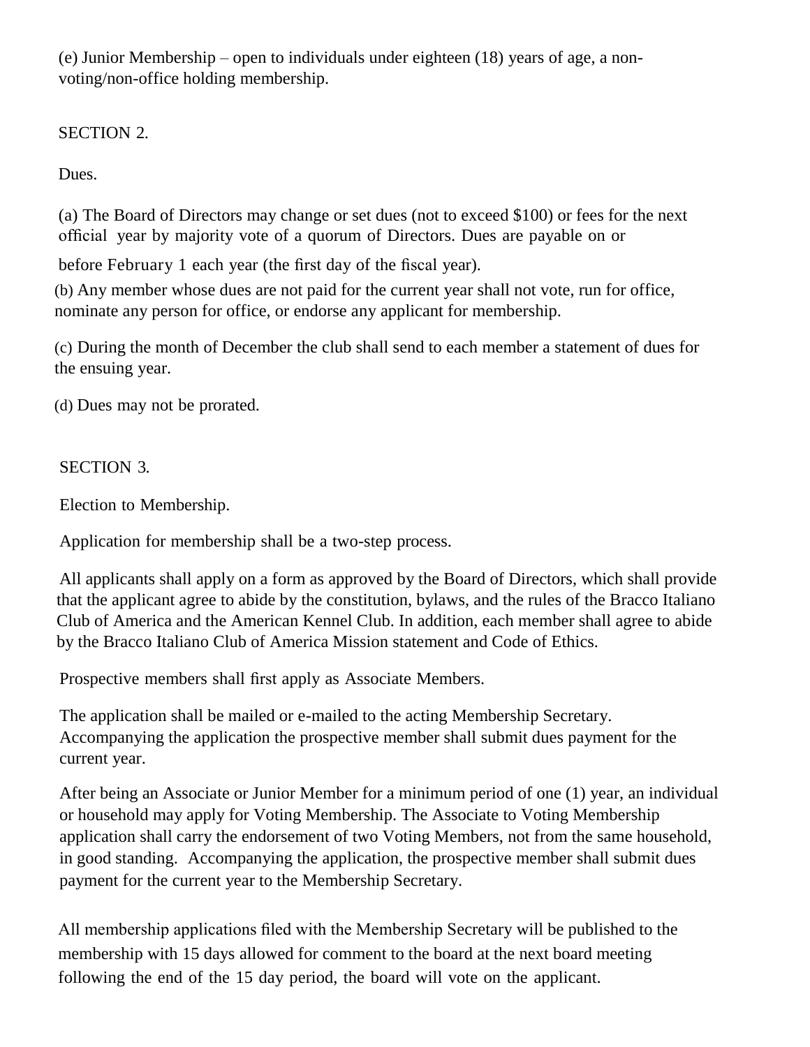(e) Junior Membership – open to individuals under eighteen (18) years of age, a non-voting/non-office holding membership.

SECTION 2.

Dues.

(a) The Board of Directors may change or set dues (not to exceed $100) or fees for the next official year by majority vote of a quorum of Directors. Dues are payable on or before February 1 each year (the first day of the fiscal year).

(b) Any member whose dues are not paid for the current year shall not vote, run for office, nominate any person for office, or endorse any applicant for membership.

(c) During the month of December the club shall send to each member a statement of dues for the ensuing year.

(d) Dues may not be prorated.

SECTION 3.

Election to Membership.

Application for membership shall be a two-step process.

All applicants shall apply on a form as approved by the Board of Directors, which shall provide that the applicant agree to abide by the constitution, bylaws, and the rules of the Bracco Italiano Club of America and the American Kennel Club. In addition, each member shall agree to abide by the Bracco Italiano Club of America Mission statement and Code of Ethics.

Prospective members shall first apply as Associate Members.

The application shall be mailed or e-mailed to the acting Membership Secretary. Accompanying the application the prospective member shall submit dues payment for the current year.

After being an Associate or Junior Member for a minimum period of one (1) year, an individual or household may apply for Voting Membership. The Associate to Voting Membership application shall carry the endorsement of two Voting Members, not from the same household, in good standing. Accompanying the application, the prospective member shall submit dues payment for the current year to the Membership Secretary.

All membership applications filed with the Membership Secretary will be published to the membership with 15 days allowed for comment to the board at the next board meeting following the end of the 15 day period, the board will vote on the applicant.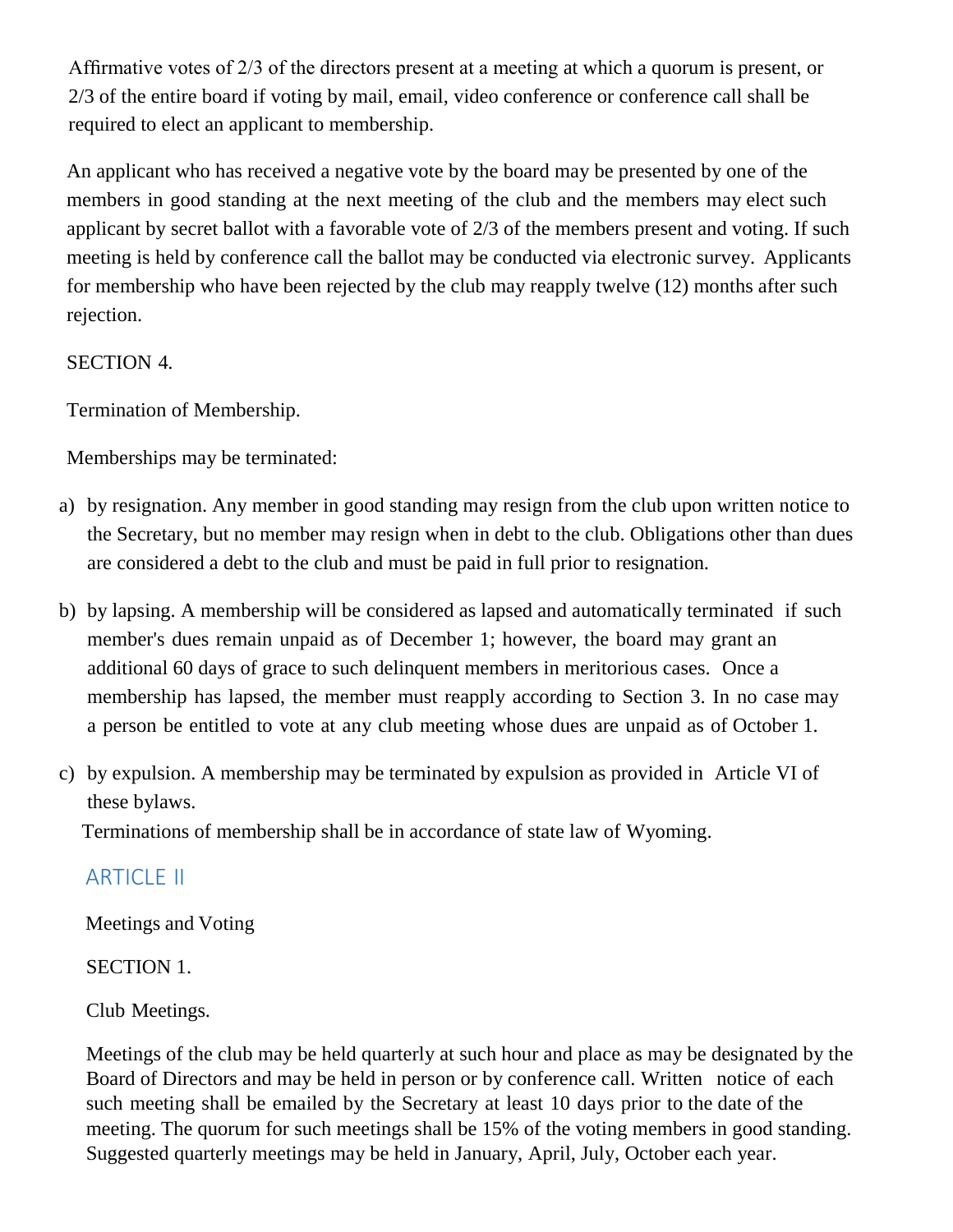Affirmative votes of 2/3 of the directors present at a meeting at which a quorum is present, or 2/3 of the entire board if voting by mail, email, video conference or conference call shall be required to elect an applicant to membership.

An applicant who has received a negative vote by the board may be presented by one of the members in good standing at the next meeting of the club and the members may elect such applicant by secret ballot with a favorable vote of 2/3 of the members present and voting. If such meeting is held by conference call the ballot may be conducted via electronic survey. Applicants for membership who have been rejected by the club may reapply twelve (12) months after such rejection.

SECTION 4.

Termination of Membership.

Memberships may be terminated:

a) by resignation. Any member in good standing may resign from the club upon written notice to the Secretary, but no member may resign when in debt to the club. Obligations other than dues are considered a debt to the club and must be paid in full prior to resignation.

b) by lapsing. A membership will be considered as lapsed and automatically terminated if such member's dues remain unpaid as of December 1; however, the board may grant an additional 60 days of grace to such delinquent members in meritorious cases. Once a membership has lapsed, the member must reapply according to Section 3. In no case may a person be entitled to vote at any club meeting whose dues are unpaid as of October 1.

c) by expulsion. A membership may be terminated by expulsion as provided in Article VI of these bylaws.

Terminations of membership shall be in accordance of state law of Wyoming.

## ARTICLE II

Meetings and Voting

SECTION 1.

Club Meetings.

Meetings of the club may be held quarterly at such hour and place as may be designated by the Board of Directors and may be held in person or by conference call. Written notice of each such meeting shall be emailed by the Secretary at least 10 days prior to the date of the meeting. The quorum for such meetings shall be 15% of the voting members in good standing. Suggested quarterly meetings may be held in January, April, July, October each year.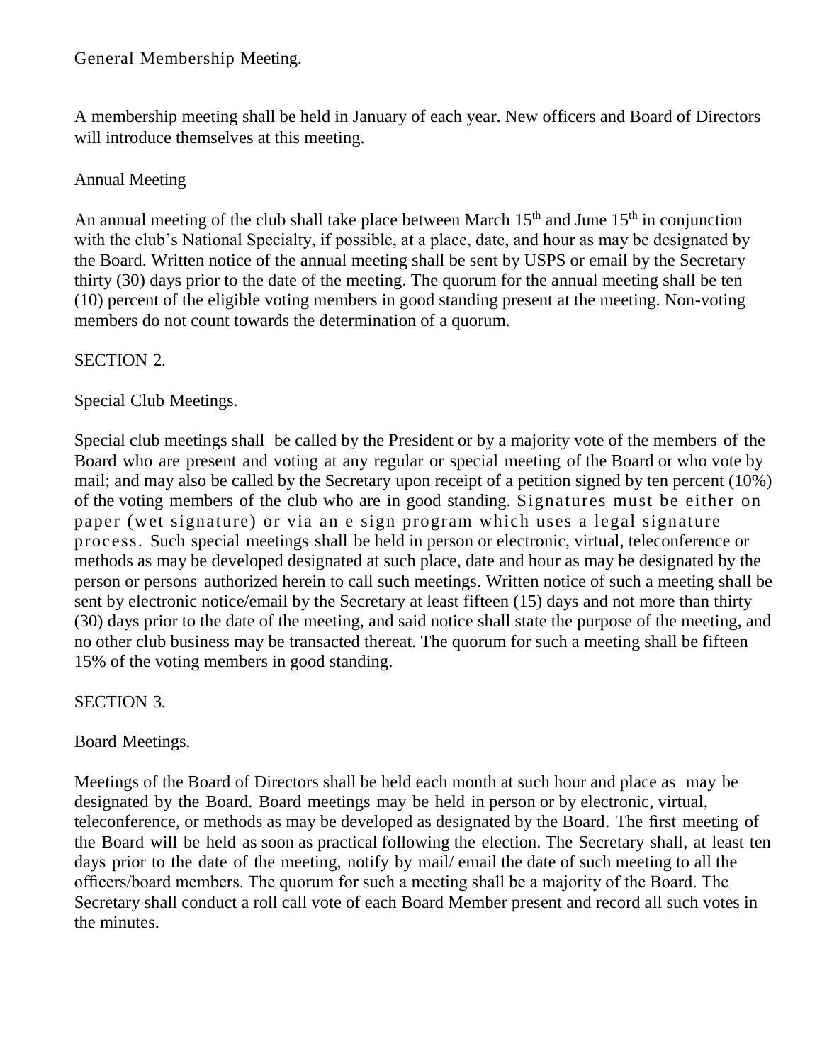General Membership Meeting.

A membership meeting shall be held in January of each year. New officers and Board of Directors will introduce themselves at this meeting.

Annual Meeting

An annual meeting of the club shall take place between March 15th and June 15th in conjunction with the club's National Specialty, if possible, at a place, date, and hour as may be designated by the Board. Written notice of the annual meeting shall be sent by USPS or email by the Secretary thirty (30) days prior to the date of the meeting. The quorum for the annual meeting shall be ten (10) percent of the eligible voting members in good standing present at the meeting. Non-voting members do not count towards the determination of a quorum.

SECTION 2.

Special Club Meetings.

Special club meetings shall be called by the President or by a majority vote of the members of the Board who are present and voting at any regular or special meeting of the Board or who vote by mail; and may also be called by the Secretary upon receipt of a petition signed by ten percent (10%) of the voting members of the club who are in good standing. Signatures must be either on paper (wet signature) or via an e sign program which uses a legal signature process. Such special meetings shall be held in person or electronic, virtual, teleconference or methods as may be developed designated at such place, date and hour as may be designated by the person or persons authorized herein to call such meetings. Written notice of such a meeting shall be sent by electronic notice/email by the Secretary at least fifteen (15) days and not more than thirty (30) days prior to the date of the meeting, and said notice shall state the purpose of the meeting, and no other club business may be transacted thereat. The quorum for such a meeting shall be fifteen 15% of the voting members in good standing.

SECTION 3.

Board Meetings.

Meetings of the Board of Directors shall be held each month at such hour and place as may be designated by the Board. Board meetings may be held in person or by electronic, virtual, teleconference, or methods as may be developed as designated by the Board. The first meeting of the Board will be held as soon as practical following the election. The Secretary shall, at least ten days prior to the date of the meeting, notify by mail/ email the date of such meeting to all the officers/board members. The quorum for such a meeting shall be a majority of the Board. The Secretary shall conduct a roll call vote of each Board Member present and record all such votes in the minutes.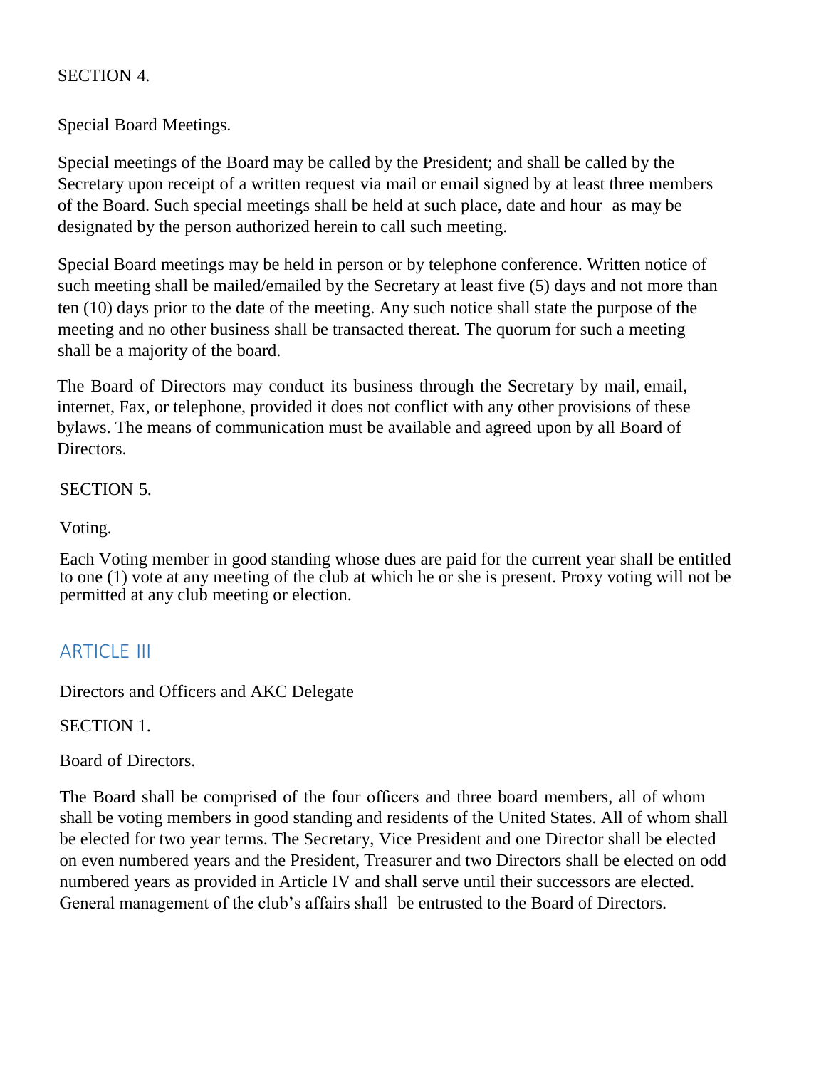SECTION 4.

Special Board Meetings.

Special meetings of the Board may be called by the President; and shall be called by the Secretary upon receipt of a written request via mail or email signed by at least three members of the Board. Such special meetings shall be held at such place, date and hour as may be designated by the person authorized herein to call such meeting.

Special Board meetings may be held in person or by telephone conference. Written notice of such meeting shall be mailed/emailed by the Secretary at least five (5) days and not more than ten (10) days prior to the date of the meeting. Any such notice shall state the purpose of the meeting and no other business shall be transacted thereat. The quorum for such a meeting shall be a majority of the board.

The Board of Directors may conduct its business through the Secretary by mail, email, internet, Fax, or telephone, provided it does not conflict with any other provisions of these bylaws. The means of communication must be available and agreed upon by all Board of Directors.

SECTION 5.

Voting.

Each Voting member in good standing whose dues are paid for the current year shall be entitled to one (1) vote at any meeting of the club at which he or she is present. Proxy voting will not be permitted at any club meeting or election.

## ARTICLE III

Directors and Officers and AKC Delegate

SECTION 1.

Board of Directors.

The Board shall be comprised of the four officers and three board members, all of whom shall be voting members in good standing and residents of the United States. All of whom shall be elected for two year terms. The Secretary, Vice President and one Director shall be elected on even numbered years and the President, Treasurer and two Directors shall be elected on odd numbered years as provided in Article IV and shall serve until their successors are elected. General management of the club's affairs shall be entrusted to the Board of Directors.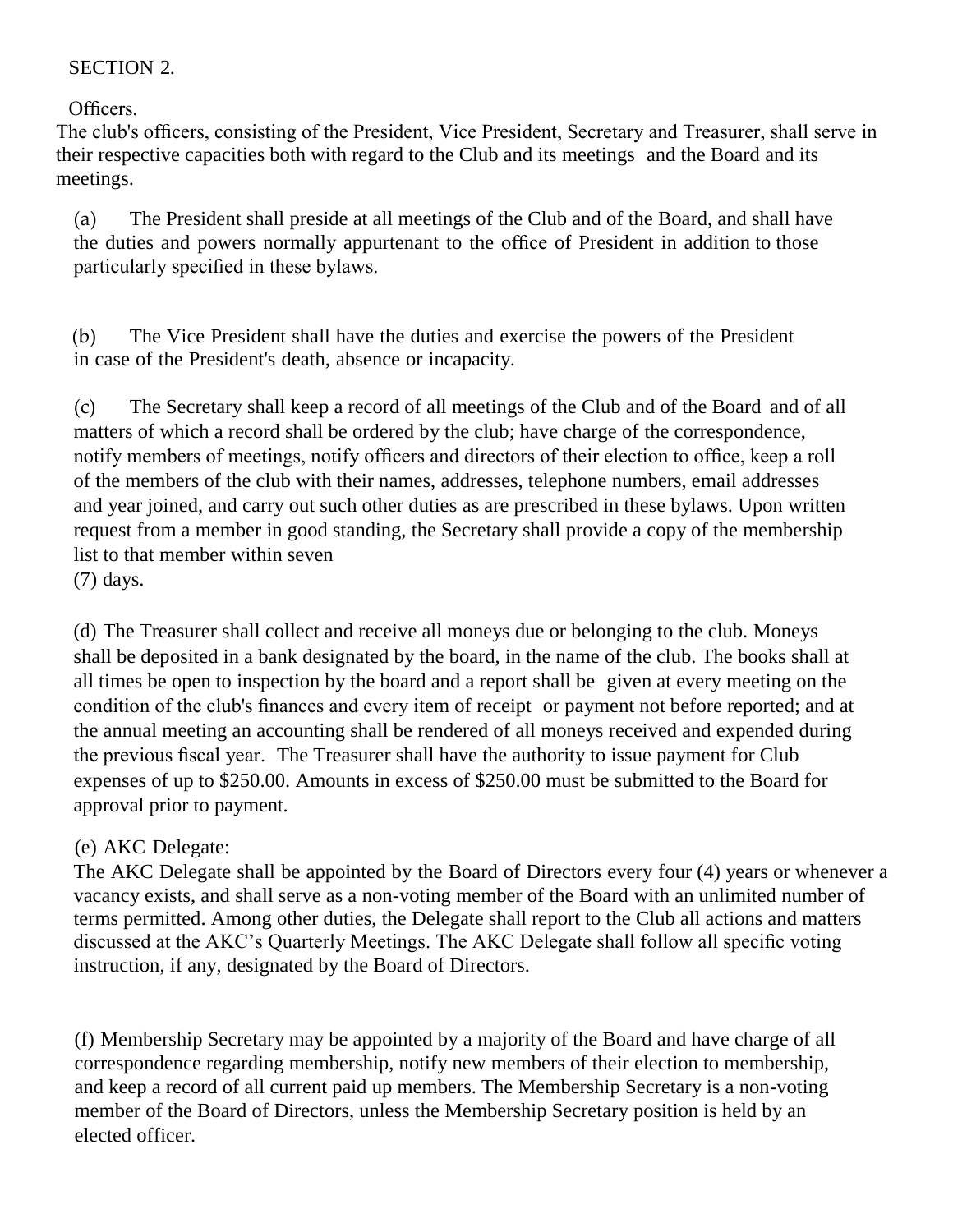SECTION 2.

Officers.

The club's officers, consisting of the President, Vice President, Secretary and Treasurer, shall serve in their respective capacities both with regard to the Club and its meetings and the Board and its meetings.

(a) The President shall preside at all meetings of the Club and of the Board, and shall have the duties and powers normally appurtenant to the office of President in addition to those particularly specified in these bylaws.

(b) The Vice President shall have the duties and exercise the powers of the President in case of the President's death, absence or incapacity.

(c) The Secretary shall keep a record of all meetings of the Club and of the Board and of all matters of which a record shall be ordered by the club; have charge of the correspondence, notify members of meetings, notify officers and directors of their election to office, keep a roll of the members of the club with their names, addresses, telephone numbers, email addresses and year joined, and carry out such other duties as are prescribed in these bylaws. Upon written request from a member in good standing, the Secretary shall provide a copy of the membership list to that member within seven (7) days.

(d) The Treasurer shall collect and receive all moneys due or belonging to the club. Moneys shall be deposited in a bank designated by the board, in the name of the club. The books shall at all times be open to inspection by the board and a report shall be given at every meeting on the condition of the club's finances and every item of receipt or payment not before reported; and at the annual meeting an accounting shall be rendered of all moneys received and expended during the previous fiscal year. The Treasurer shall have the authority to issue payment for Club expenses of up to $250.00. Amounts in excess of $250.00 must be submitted to the Board for approval prior to payment.

(e) AKC Delegate:
The AKC Delegate shall be appointed by the Board of Directors every four (4) years or whenever a vacancy exists, and shall serve as a non-voting member of the Board with an unlimited number of terms permitted. Among other duties, the Delegate shall report to the Club all actions and matters discussed at the AKC's Quarterly Meetings. The AKC Delegate shall follow all specific voting instruction, if any, designated by the Board of Directors.

(f) Membership Secretary may be appointed by a majority of the Board and have charge of all correspondence regarding membership, notify new members of their election to membership, and keep a record of all current paid up members. The Membership Secretary is a non-voting member of the Board of Directors, unless the Membership Secretary position is held by an elected officer.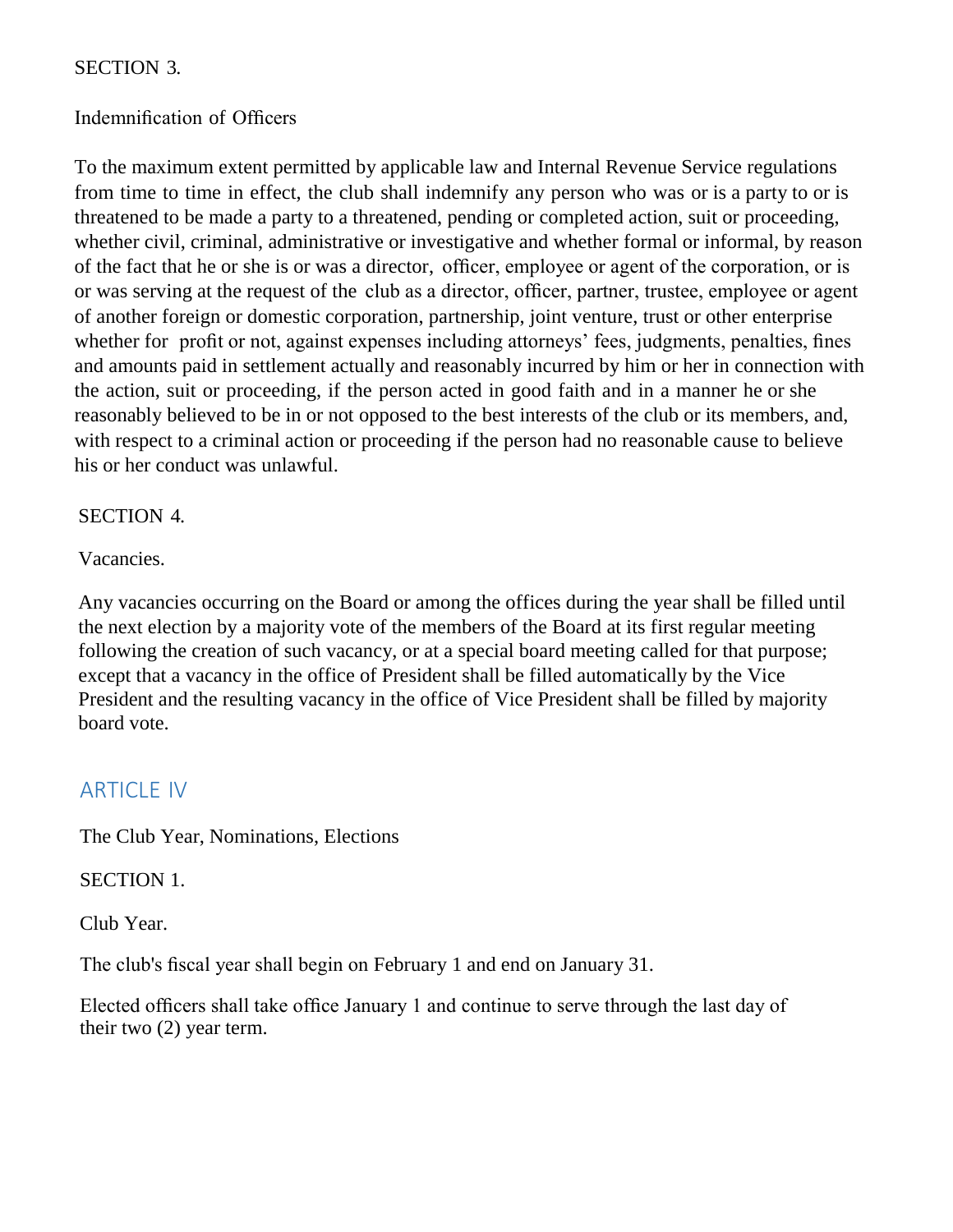SECTION 3.

Indemnification of Officers

To the maximum extent permitted by applicable law and Internal Revenue Service regulations from time to time in effect, the club shall indemnify any person who was or is a party to or is threatened to be made a party to a threatened, pending or completed action, suit or proceeding, whether civil, criminal, administrative or investigative and whether formal or informal, by reason of the fact that he or she is or was a director, officer, employee or agent of the corporation, or is or was serving at the request of the club as a director, officer, partner, trustee, employee or agent of another foreign or domestic corporation, partnership, joint venture, trust or other enterprise whether for profit or not, against expenses including attorneys' fees, judgments, penalties, fines and amounts paid in settlement actually and reasonably incurred by him or her in connection with the action, suit or proceeding, if the person acted in good faith and in a manner he or she reasonably believed to be in or not opposed to the best interests of the club or its members, and, with respect to a criminal action or proceeding if the person had no reasonable cause to believe his or her conduct was unlawful.

SECTION 4.

Vacancies.

Any vacancies occurring on the Board or among the offices during the year shall be filled until the next election by a majority vote of the members of the Board at its first regular meeting following the creation of such vacancy, or at a special board meeting called for that purpose; except that a vacancy in the office of President shall be filled automatically by the Vice President and the resulting vacancy in the office of Vice President shall be filled by majority board vote.

## ARTICLE IV

The Club Year, Nominations, Elections

SECTION 1.

Club Year.

The club's fiscal year shall begin on February 1 and end on January 31.

Elected officers shall take office January 1 and continue to serve through the last day of their two (2) year term.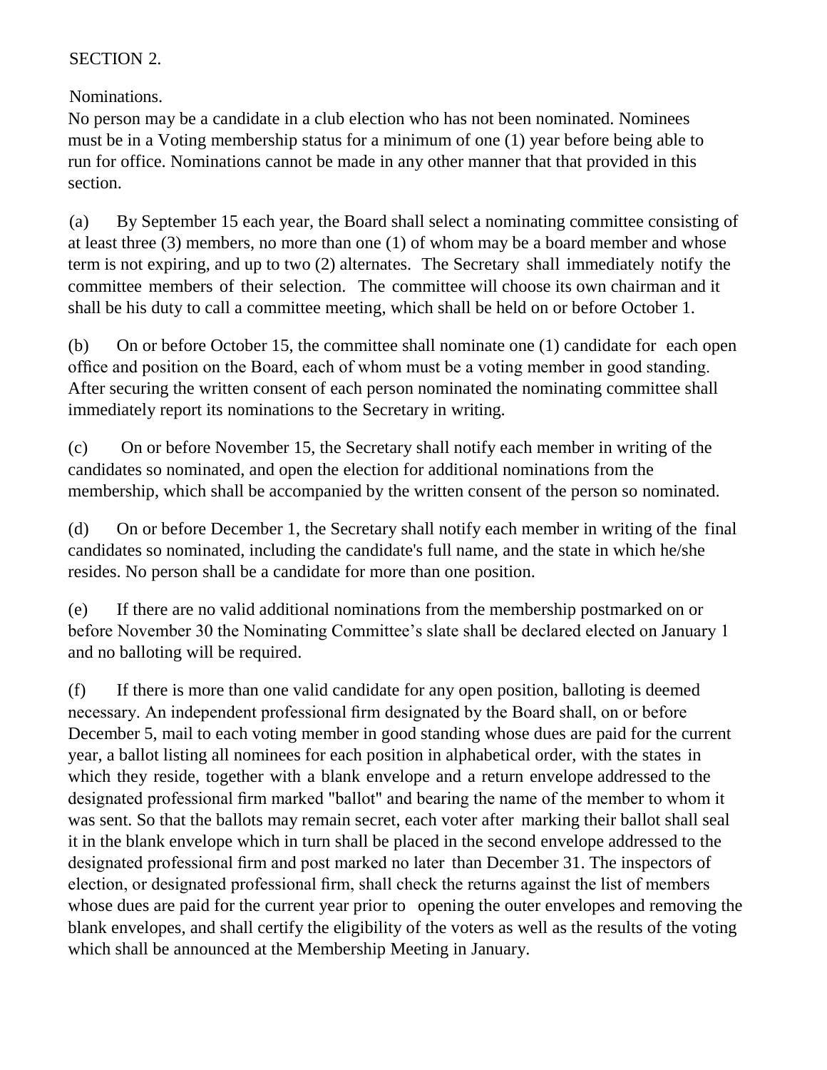SECTION 2.

Nominations.

No person may be a candidate in a club election who has not been nominated. Nominees must be in a Voting membership status for a minimum of one (1) year before being able to run for office. Nominations cannot be made in any other manner that that provided in this section.

(a) By September 15 each year, the Board shall select a nominating committee consisting of at least three (3) members, no more than one (1) of whom may be a board member and whose term is not expiring, and up to two (2) alternates. The Secretary shall immediately notify the committee members of their selection. The committee will choose its own chairman and it shall be his duty to call a committee meeting, which shall be held on or before October 1.

(b) On or before October 15, the committee shall nominate one (1) candidate for each open office and position on the Board, each of whom must be a voting member in good standing. After securing the written consent of each person nominated the nominating committee shall immediately report its nominations to the Secretary in writing.

(c) On or before November 15, the Secretary shall notify each member in writing of the candidates so nominated, and open the election for additional nominations from the membership, which shall be accompanied by the written consent of the person so nominated.

(d) On or before December 1, the Secretary shall notify each member in writing of the final candidates so nominated, including the candidate's full name, and the state in which he/she resides. No person shall be a candidate for more than one position.

(e) If there are no valid additional nominations from the membership postmarked on or before November 30 the Nominating Committee's slate shall be declared elected on January 1 and no balloting will be required.

(f) If there is more than one valid candidate for any open position, balloting is deemed necessary. An independent professional firm designated by the Board shall, on or before December 5, mail to each voting member in good standing whose dues are paid for the current year, a ballot listing all nominees for each position in alphabetical order, with the states in which they reside, together with a blank envelope and a return envelope addressed to the designated professional firm marked "ballot" and bearing the name of the member to whom it was sent. So that the ballots may remain secret, each voter after marking their ballot shall seal it in the blank envelope which in turn shall be placed in the second envelope addressed to the designated professional firm and post marked no later than December 31. The inspectors of election, or designated professional firm, shall check the returns against the list of members whose dues are paid for the current year prior to opening the outer envelopes and removing the blank envelopes, and shall certify the eligibility of the voters as well as the results of the voting which shall be announced at the Membership Meeting in January.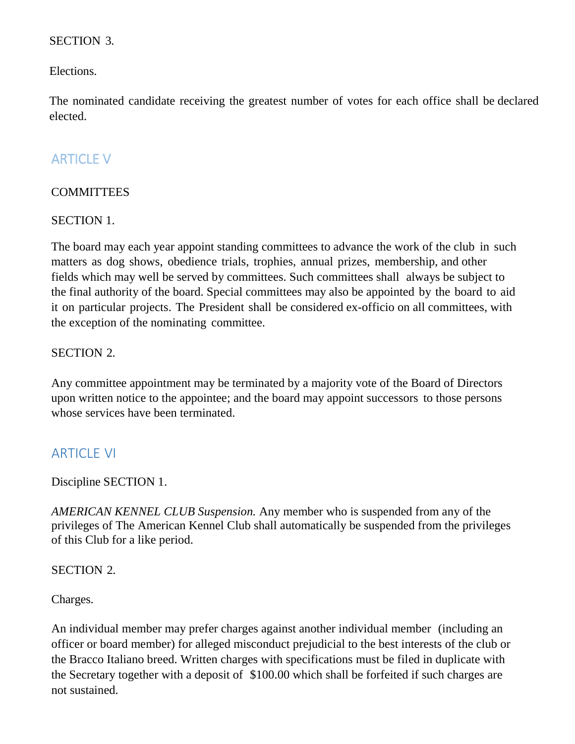SECTION 3.

Elections.

The nominated candidate receiving the greatest number of votes for each office shall be declared elected.

## ARTICLE V

COMMITTEES

SECTION 1.

The board may each year appoint standing committees to advance the work of the club in such matters as dog shows, obedience trials, trophies, annual prizes, membership, and other fields which may well be served by committees. Such committees shall always be subject to the final authority of the board. Special committees may also be appointed by the board to aid it on particular projects. The President shall be considered ex-officio on all committees, with the exception of the nominating committee.

SECTION 2.

Any committee appointment may be terminated by a majority vote of the Board of Directors upon written notice to the appointee; and the board may appoint successors to those persons whose services have been terminated.

## ARTICLE VI

Discipline SECTION 1.

*AMERICAN KENNEL CLUB Suspension.* Any member who is suspended from any of the privileges of The American Kennel Club shall automatically be suspended from the privileges of this Club for a like period.

SECTION 2.

Charges.

An individual member may prefer charges against another individual member (including an officer or board member) for alleged misconduct prejudicial to the best interests of the club or the Bracco Italiano breed. Written charges with specifications must be filed in duplicate with the Secretary together with a deposit of $100.00 which shall be forfeited if such charges are not sustained.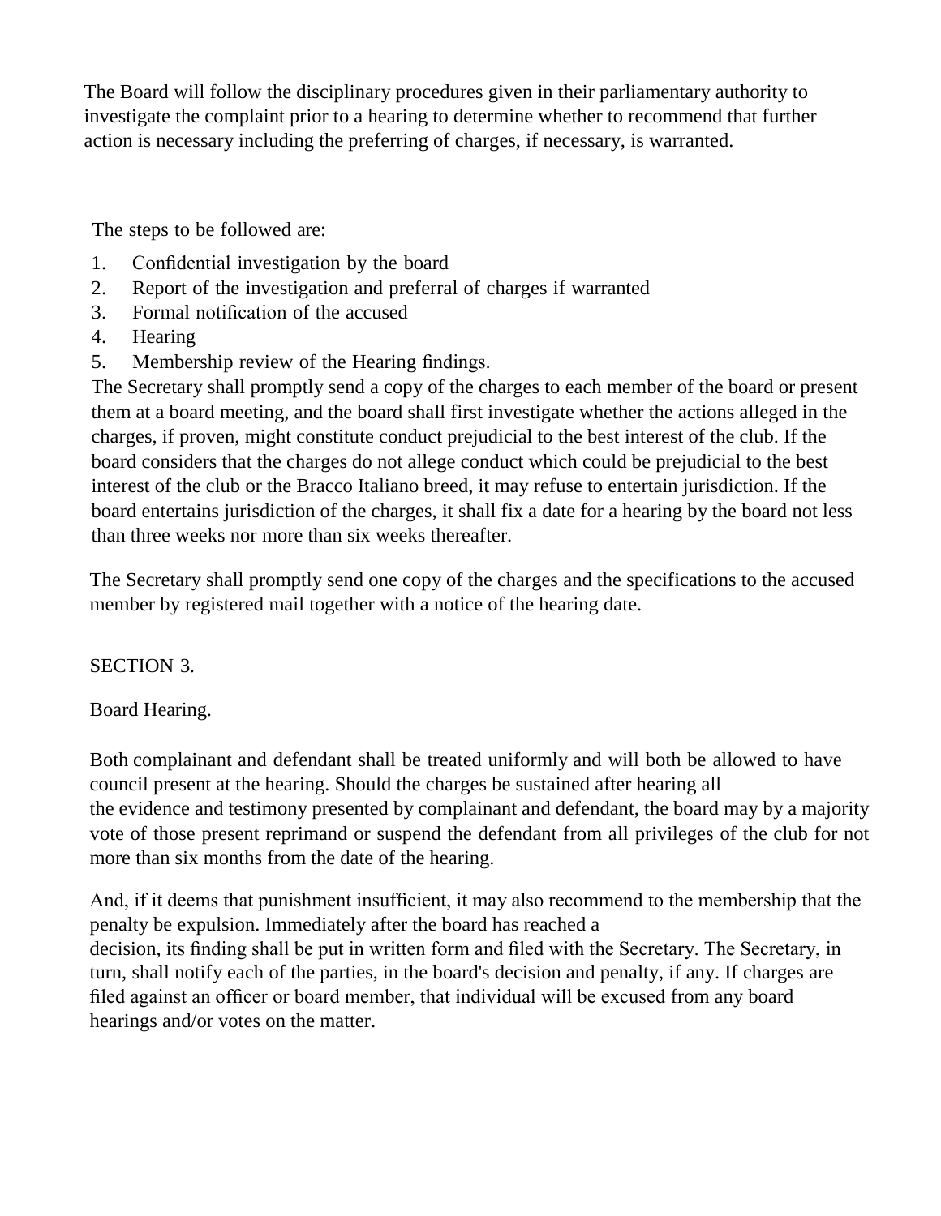The Board will follow the disciplinary procedures given in their parliamentary authority to investigate the complaint prior to a hearing to determine whether to recommend that further action is necessary including the preferring of charges, if necessary, is warranted.

The steps to be followed are:

1. Confidential investigation by the board
2. Report of the investigation and preferral of charges if warranted
3. Formal notification of the accused
4. Hearing
5. Membership review of the Hearing findings.

The Secretary shall promptly send a copy of the charges to each member of the board or present them at a board meeting, and the board shall first investigate whether the actions alleged in the charges, if proven, might constitute conduct prejudicial to the best interest of the club. If the board considers that the charges do not allege conduct which could be prejudicial to the best interest of the club or the Bracco Italiano breed, it may refuse to entertain jurisdiction. If the board entertains jurisdiction of the charges, it shall fix a date for a hearing by the board not less than three weeks nor more than six weeks thereafter.

The Secretary shall promptly send one copy of the charges and the specifications to the accused member by registered mail together with a notice of the hearing date.

SECTION 3.

Board Hearing.

Both complainant and defendant shall be treated uniformly and will both be allowed to have council present at the hearing. Should the charges be sustained after hearing all the evidence and testimony presented by complainant and defendant, the board may by a majority vote of those present reprimand or suspend the defendant from all privileges of the club for not more than six months from the date of the hearing.

And, if it deems that punishment insufficient, it may also recommend to the membership that the penalty be expulsion. Immediately after the board has reached a decision, its finding shall be put in written form and filed with the Secretary. The Secretary, in turn, shall notify each of the parties, in the board's decision and penalty, if any. If charges are filed against an officer or board member, that individual will be excused from any board hearings and/or votes on the matter.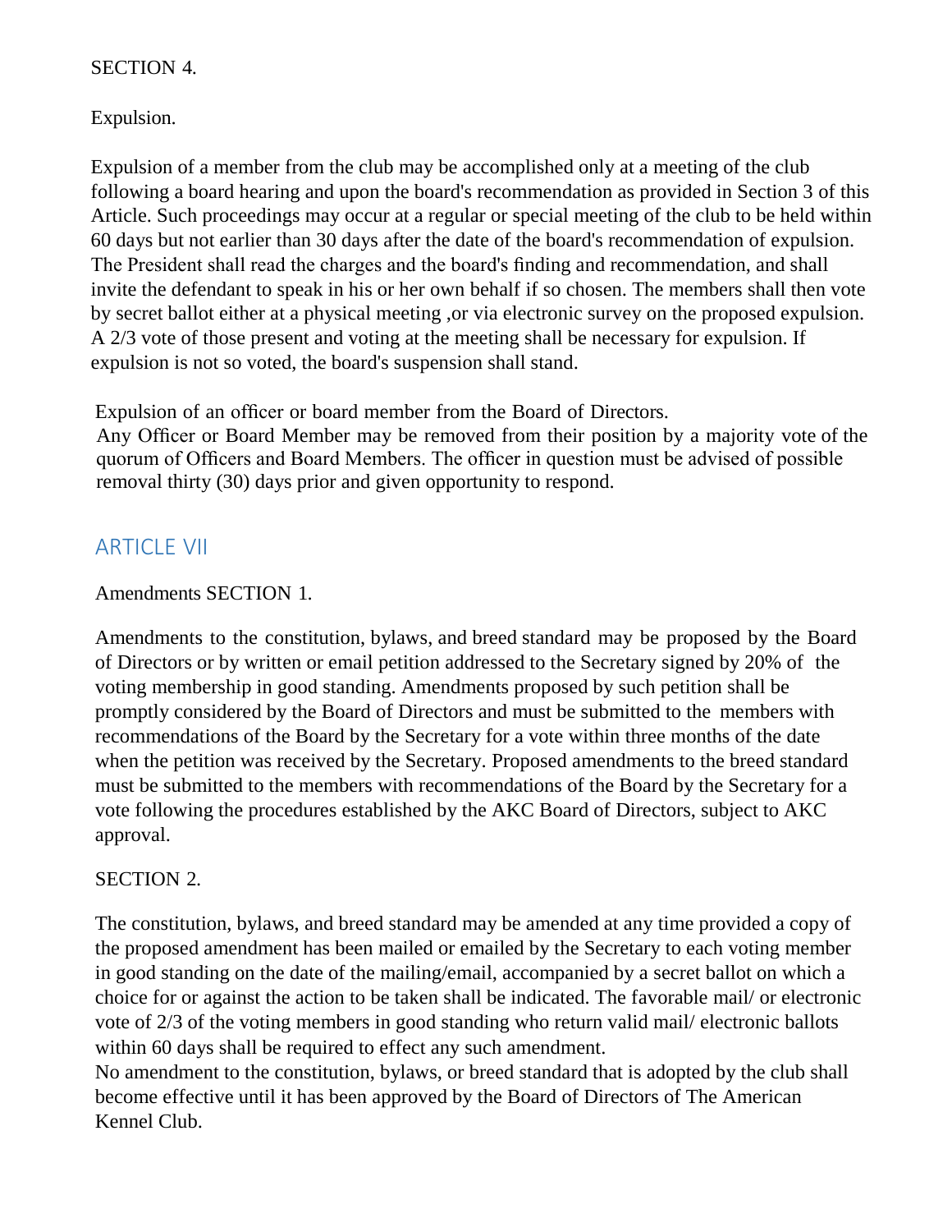SECTION 4.

Expulsion.

Expulsion of a member from the club may be accomplished only at a meeting of the club following a board hearing and upon the board's recommendation as provided in Section 3 of this Article. Such proceedings may occur at a regular or special meeting of the club to be held within 60 days but not earlier than 30 days after the date of the board's recommendation of expulsion. The President shall read the charges and the board's finding and recommendation, and shall invite the defendant to speak in his or her own behalf if so chosen. The members shall then vote by secret ballot either at a physical meeting ,or via electronic survey on the proposed expulsion. A 2/3 vote of those present and voting at the meeting shall be necessary for expulsion. If expulsion is not so voted, the board's suspension shall stand.

Expulsion of an officer or board member from the Board of Directors.
Any Officer or Board Member may be removed from their position by a majority vote of the quorum of Officers and Board Members. The officer in question must be advised of possible removal thirty (30) days prior and given opportunity to respond.

## ARTICLE VII

Amendments SECTION 1.

Amendments to the constitution, bylaws, and breed standard may be proposed by the Board of Directors or by written or email petition addressed to the Secretary signed by 20% of the voting membership in good standing. Amendments proposed by such petition shall be promptly considered by the Board of Directors and must be submitted to the members with recommendations of the Board by the Secretary for a vote within three months of the date when the petition was received by the Secretary. Proposed amendments to the breed standard must be submitted to the members with recommendations of the Board by the Secretary for a vote following the procedures established by the AKC Board of Directors, subject to AKC approval.

SECTION 2.

The constitution, bylaws, and breed standard may be amended at any time provided a copy of the proposed amendment has been mailed or emailed by the Secretary to each voting member in good standing on the date of the mailing/email, accompanied by a secret ballot on which a choice for or against the action to be taken shall be indicated. The favorable mail/ or electronic vote of 2/3 of the voting members in good standing who return valid mail/ electronic ballots within 60 days shall be required to effect any such amendment.
No amendment to the constitution, bylaws, or breed standard that is adopted by the club shall become effective until it has been approved by the Board of Directors of The American Kennel Club.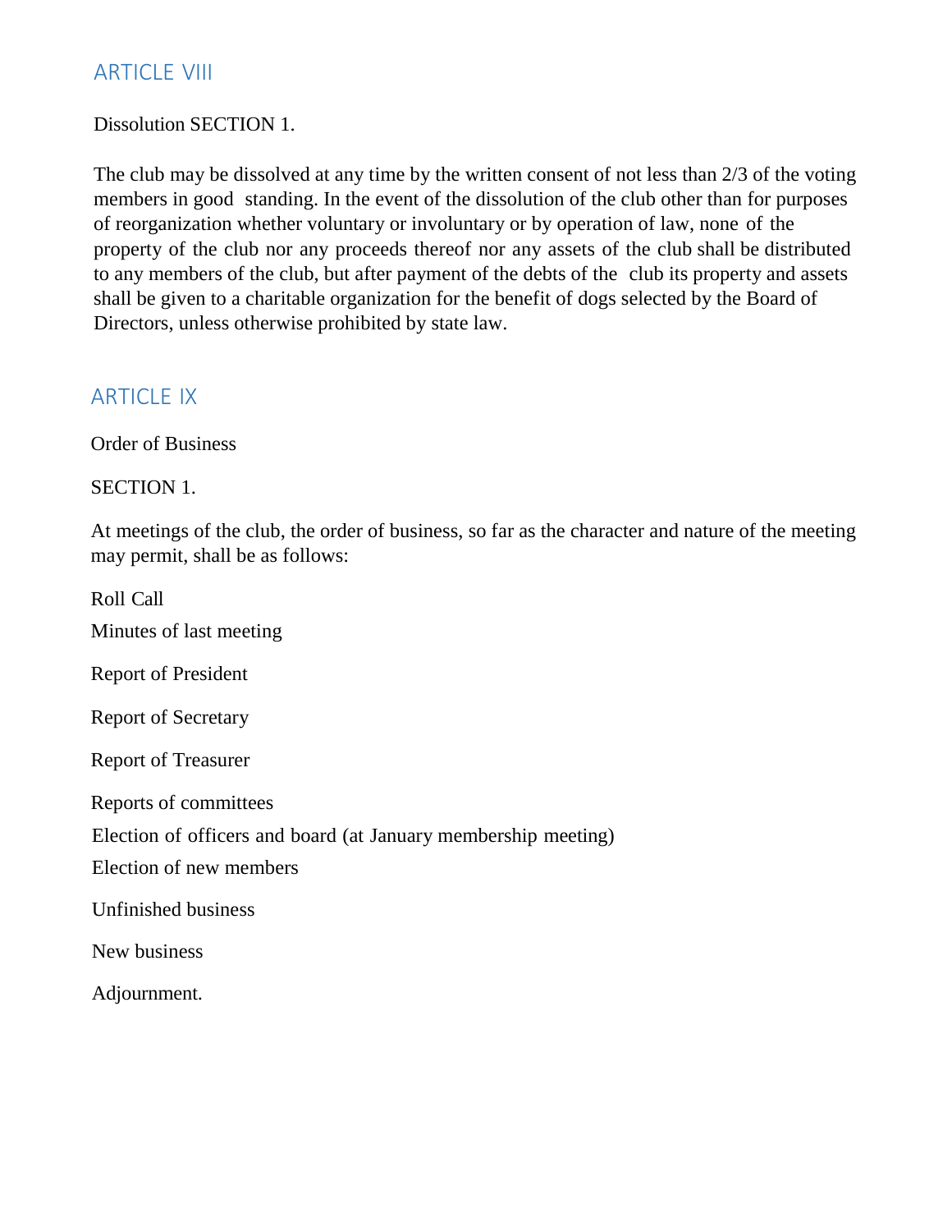## ARTICLE VIII

Dissolution SECTION 1.

The club may be dissolved at any time by the written consent of not less than 2/3 of the voting members in good standing. In the event of the dissolution of the club other than for purposes of reorganization whether voluntary or involuntary or by operation of law, none of the property of the club nor any proceeds thereof nor any assets of the club shall be distributed to any members of the club, but after payment of the debts of the club its property and assets shall be given to a charitable organization for the benefit of dogs selected by the Board of Directors, unless otherwise prohibited by state law.

## ARTICLE IX

Order of Business

SECTION 1.

At meetings of the club, the order of business, so far as the character and nature of the meeting may permit, shall be as follows:

Roll Call

Minutes of last meeting

Report of President

Report of Secretary

Report of Treasurer

Reports of committees

Election of officers and board (at January membership meeting)

Election of new members

Unfinished business

New business

Adjournment.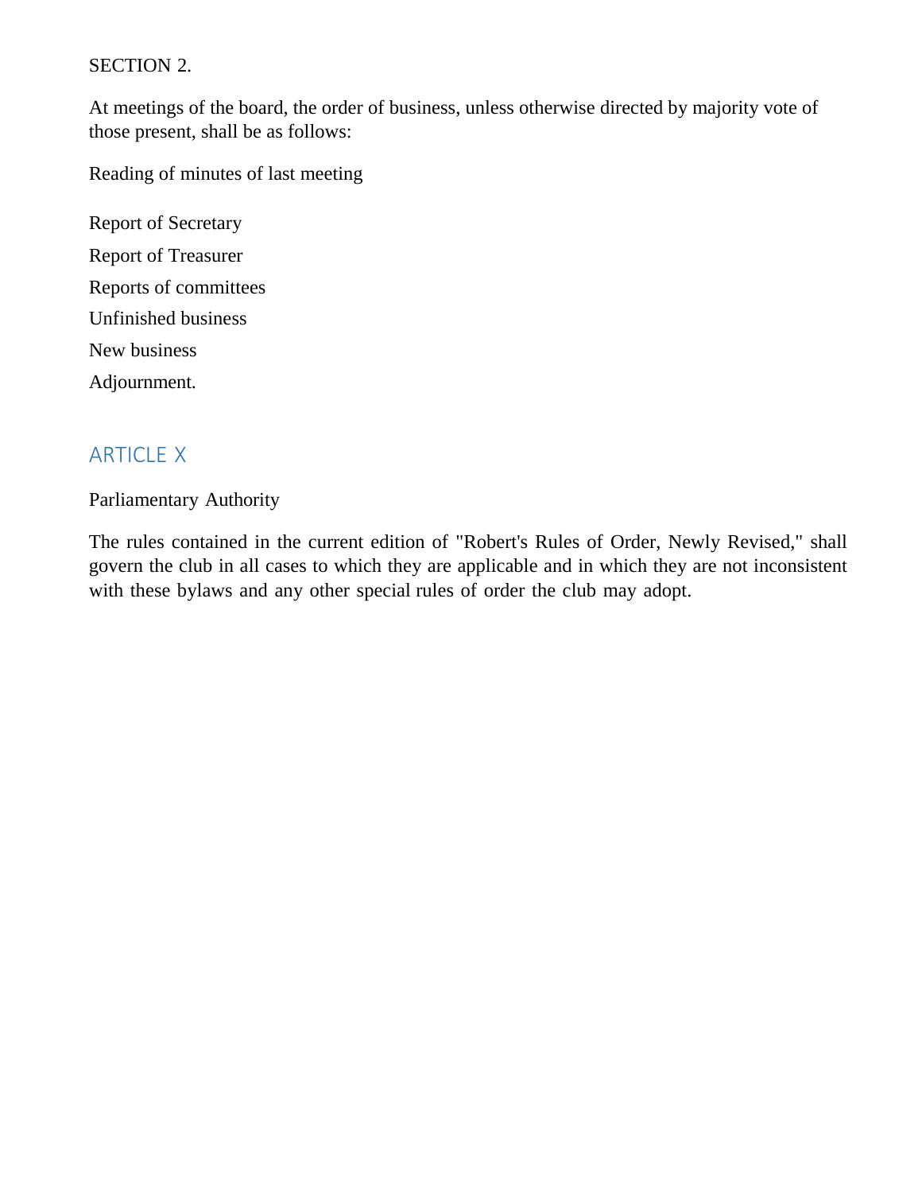SECTION 2.

At meetings of the board, the order of business, unless otherwise directed by majority vote of those present, shall be as follows:

Reading of minutes of last meeting

Report of Secretary

Report of Treasurer

Reports of committees

Unfinished business

New business

Adjournment.

## ARTICLE X

Parliamentary Authority

The rules contained in the current edition of "Robert's Rules of Order, Newly Revised," shall govern the club in all cases to which they are applicable and in which they are not inconsistent with these bylaws and any other special rules of order the club may adopt.